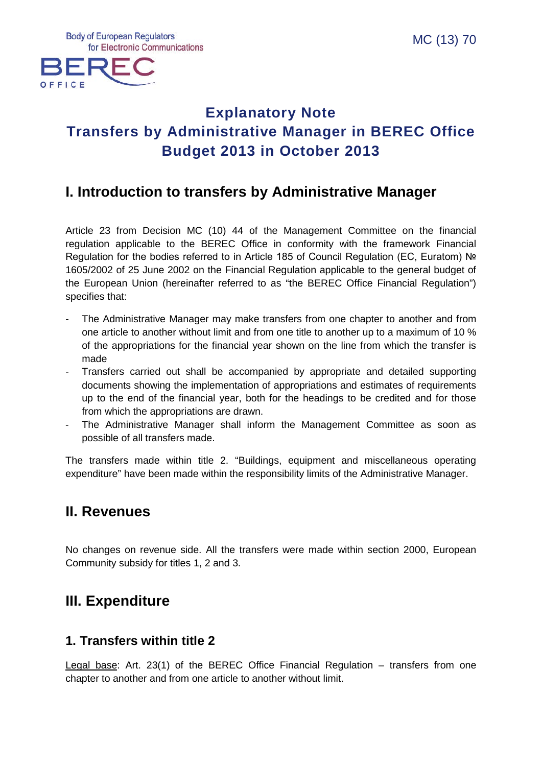Body of European Regulators for Electronic Communications

BEREC OFFICE

MC (13) 70

# Explanatory Note
# Transfers by Administrative Manager in BEREC Office Budget 2013 in October 2013

## I. Introduction to transfers by Administrative Manager

Article 23 from Decision MC (10) 44 of the Management Committee on the financial regulation applicable to the BEREC Office in conformity with the framework Financial Regulation for the bodies referred to in Article 185 of Council Regulation (EC, Euratom) № 1605/2002 of 25 June 2002 on the Financial Regulation applicable to the general budget of the European Union (hereinafter referred to as "the BEREC Office Financial Regulation") specifies that:

- The Administrative Manager may make transfers from one chapter to another and from one article to another without limit and from one title to another up to a maximum of 10 % of the appropriations for the financial year shown on the line from which the transfer is made
- Transfers carried out shall be accompanied by appropriate and detailed supporting documents showing the implementation of appropriations and estimates of requirements up to the end of the financial year, both for the headings to be credited and for those from which the appropriations are drawn.
- The Administrative Manager shall inform the Management Committee as soon as possible of all transfers made.

The transfers made within title 2. "Buildings, equipment and miscellaneous operating expenditure" have been made within the responsibility limits of the Administrative Manager.

## II. Revenues

No changes on revenue side. All the transfers were made within section 2000, European Community subsidy for titles 1, 2 and 3.

## III. Expenditure

### 1. Transfers within title 2

Legal base: Art. 23(1) of the BEREC Office Financial Regulation – transfers from one chapter to another and from one article to another without limit.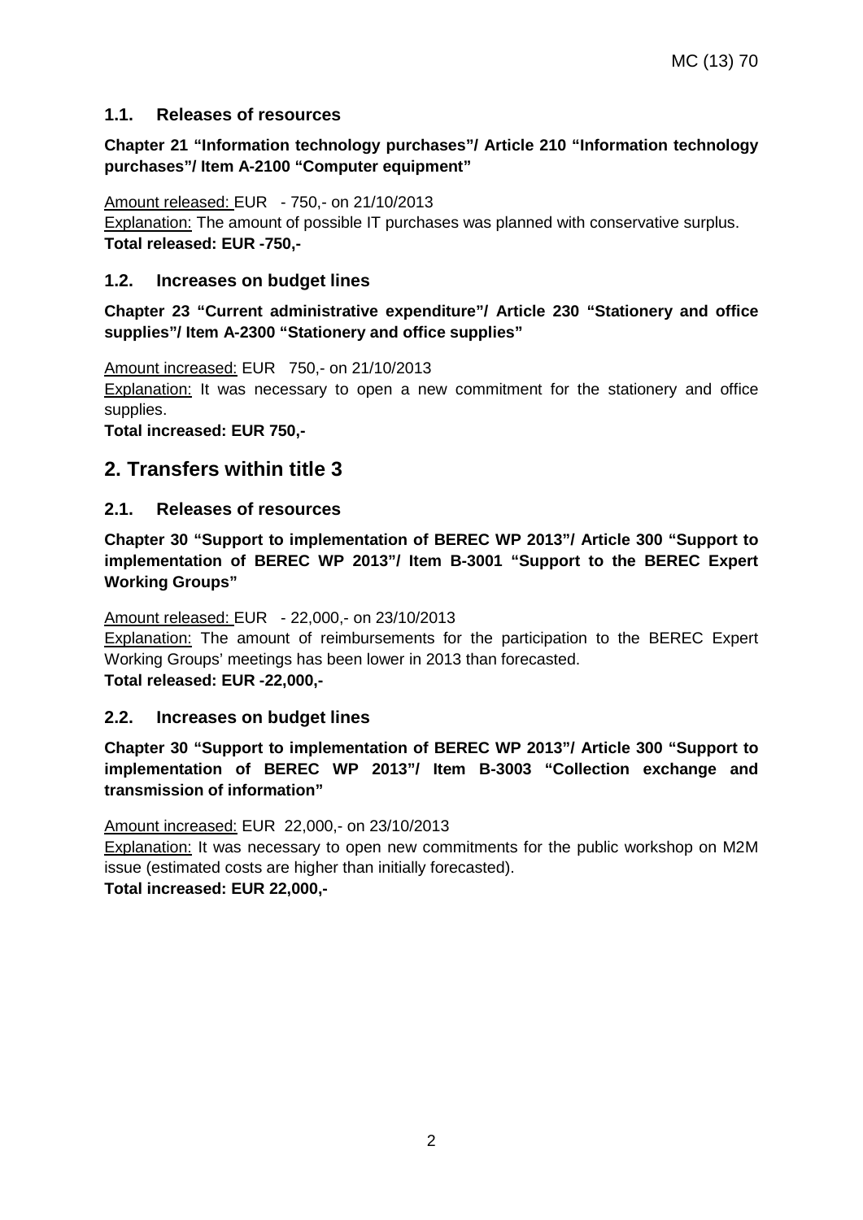### 1.1. Releases of resources

**Chapter 21 “Information technology purchases”/ Article 210 “Information technology purchases”/ Item A-2100 “Computer equipment”**

Amount released: EUR - 750,- on 21/10/2013

Explanation: The amount of possible IT purchases was planned with conservative surplus.

**Total released: EUR -750,-**

### 1.2. Increases on budget lines

**Chapter 23 “Current administrative expenditure”/ Article 230 “Stationery and office supplies”/ Item A-2300 “Stationery and office supplies”**

Amount increased: EUR 750,- on 21/10/2013

Explanation: It was necessary to open a new commitment for the stationery and office supplies.

**Total increased: EUR 750,-**

## 2. Transfers within title 3

### 2.1. Releases of resources

**Chapter 30 “Support to implementation of BEREC WP 2013”/ Article 300 “Support to implementation of BEREC WP 2013”/ Item B-3001 “Support to the BEREC Expert Working Groups”**

Amount released: EUR - 22,000,- on 23/10/2013

Explanation: The amount of reimbursements for the participation to the BEREC Expert Working Groups’ meetings has been lower in 2013 than forecasted.

**Total released: EUR -22,000,-**

### 2.2. Increases on budget lines

**Chapter 30 “Support to implementation of BEREC WP 2013”/ Article 300 “Support to implementation of BEREC WP 2013”/ Item B-3003 “Collection exchange and transmission of information”**

Amount increased: EUR 22,000,- on 23/10/2013

Explanation: It was necessary to open new commitments for the public workshop on M2M issue (estimated costs are higher than initially forecasted).

**Total increased: EUR 22,000,-**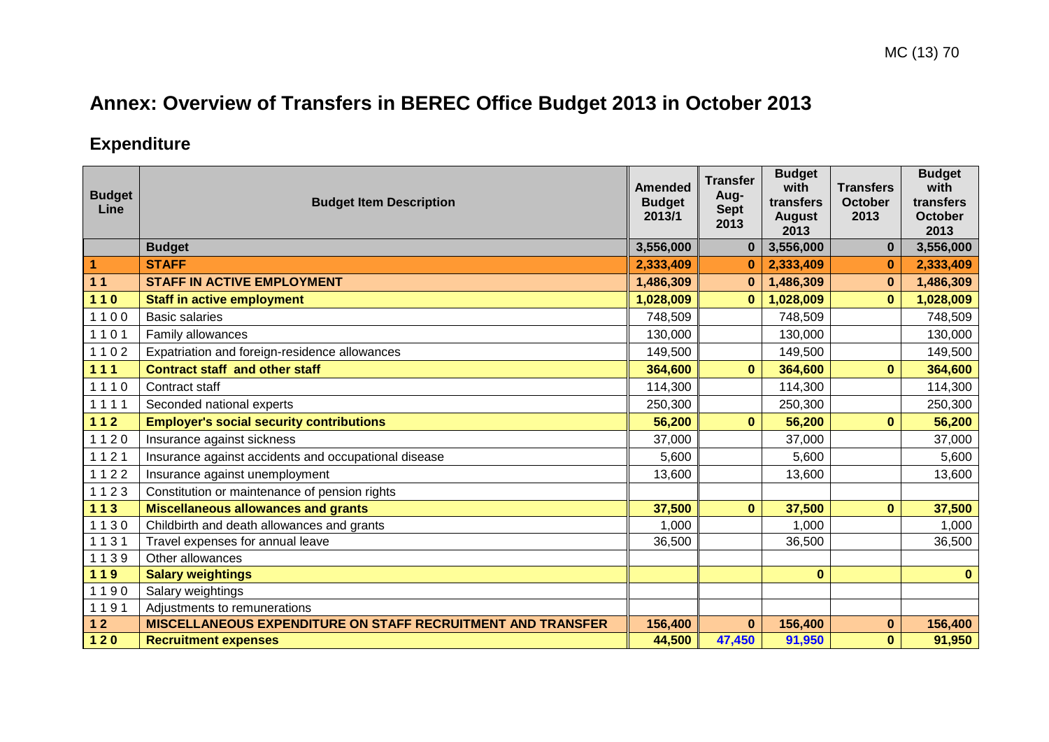# Annex: Overview of Transfers in BEREC Office Budget 2013 in October 2013

## Expenditure

| Budget Line | Budget Item Description | Amended Budget 2013/1 | Transfer Aug-Sept 2013 | Budget with transfers August 2013 | Transfers October 2013 | Budget with transfers October 2013 |
|---|---|---|---|---|---|---|
| | **Budget** | **3,556,000** | **0** | **3,556,000** | **0** | **3,556,000** |
| **1** | **STAFF** | **2,333,409** | **0** | **2,333,409** | **0** | **2,333,409** |
| **1 1** | **STAFF IN ACTIVE EMPLOYMENT** | **1,486,309** | **0** | **1,486,309** | **0** | **1,486,309** |
| **1 1 0** | **Staff in active employment** | **1,028,009** | **0** | **1,028,009** | **0** | **1,028,009** |
| 1 1 0 0 | Basic salaries | 748,509 | | 748,509 | | 748,509 |
| 1 1 0 1 | Family allowances | 130,000 | | 130,000 | | 130,000 |
| 1 1 0 2 | Expatriation and foreign-residence allowances | 149,500 | | 149,500 | | 149,500 |
| **1 1 1** | **Contract staff and other staff** | **364,600** | **0** | **364,600** | **0** | **364,600** |
| 1 1 1 0 | Contract staff | 114,300 | | 114,300 | | 114,300 |
| 1 1 1 1 | Seconded national experts | 250,300 | | 250,300 | | 250,300 |
| **1 1 2** | **Employer's social security contributions** | **56,200** | **0** | **56,200** | **0** | **56,200** |
| 1 1 2 0 | Insurance against sickness | 37,000 | | 37,000 | | 37,000 |
| 1 1 2 1 | Insurance against accidents and occupational disease | 5,600 | | 5,600 | | 5,600 |
| 1 1 2 2 | Insurance against unemployment | 13,600 | | 13,600 | | 13,600 |
| 1 1 2 3 | Constitution or maintenance of pension rights | | | | | |
| **1 1 3** | **Miscellaneous allowances and grants** | **37,500** | **0** | **37,500** | **0** | **37,500** |
| 1 1 3 0 | Childbirth and death allowances and grants | 1,000 | | 1,000 | | 1,000 |
| 1 1 3 1 | Travel expenses for annual leave | 36,500 | | 36,500 | | 36,500 |
| 1 1 3 9 | Other allowances | | | | | |
| **1 1 9** | **Salary weightings** | | | **0** | | **0** |
| 1 1 9 0 | Salary weightings | | | | | |
| 1 1 9 1 | Adjustments to remunerations | | | | | |
| **1 2** | **MISCELLANEOUS EXPENDITURE ON STAFF RECRUITMENT AND TRANSFER** | **156,400** | **0** | **156,400** | **0** | **156,400** |
| **1 2 0** | **Recruitment expenses** | **44,500** | **47,450** | **91,950** | **0** | **91,950** |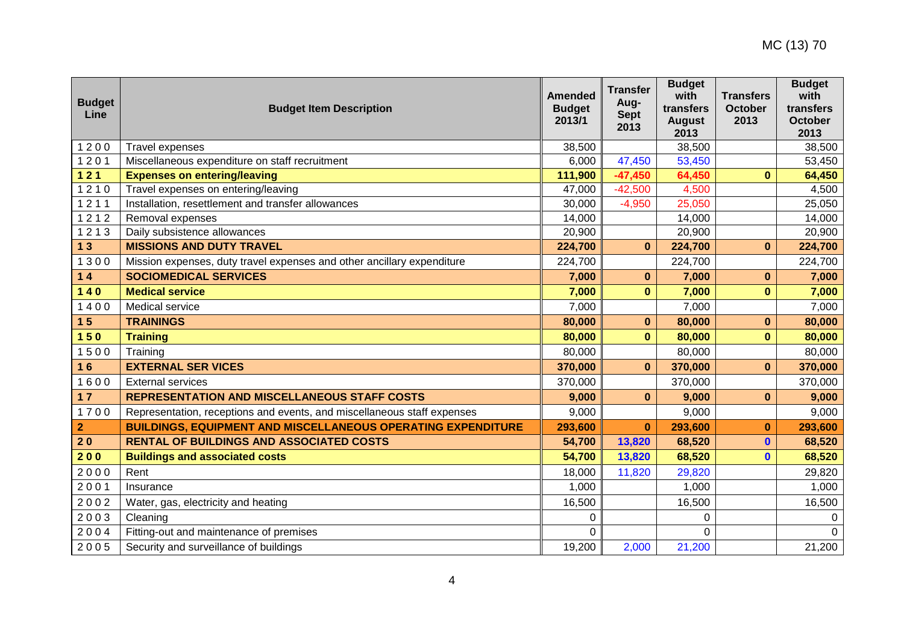| Budget Line | Budget Item Description | Amended Budget 2013/1 | Transfer Aug-Sept 2013 | Budget with transfers August 2013 | Transfers October 2013 | Budget with transfers October 2013 |
|---|---|---|---|---|---|---|
| 1200 | Travel expenses | 38,500 | | 38,500 | | 38,500 |
| 1201 | Miscellaneous expenditure on staff recruitment | 6,000 | 47,450 | 53,450 | | 53,450 |
| **121** | **Expenses on entering/leaving** | **111,900** | **-47,450** | **64,450** | **0** | **64,450** |
| 1210 | Travel expenses on entering/leaving | 47,000 | -42,500 | 4,500 | | 4,500 |
| 1211 | Installation, resettlement and transfer allowances | 30,000 | -4,950 | 25,050 | | 25,050 |
| 1212 | Removal expenses | 14,000 | | 14,000 | | 14,000 |
| 1213 | Daily subsistence allowances | 20,900 | | 20,900 | | 20,900 |
| **13** | **MISSIONS AND DUTY TRAVEL** | **224,700** | **0** | **224,700** | **0** | **224,700** |
| 1300 | Mission expenses, duty travel expenses and other ancillary expenditure | 224,700 | | 224,700 | | 224,700 |
| **14** | **SOCIOMEDICAL SERVICES** | **7,000** | **0** | **7,000** | **0** | **7,000** |
| **140** | **Medical service** | **7,000** | **0** | **7,000** | **0** | **7,000** |
| 1400 | Medical service | 7,000 | | 7,000 | | 7,000 |
| **15** | **TRAININGS** | **80,000** | **0** | **80,000** | **0** | **80,000** |
| **150** | **Training** | **80,000** | **0** | **80,000** | **0** | **80,000** |
| 1500 | Training | 80,000 | | 80,000 | | 80,000 |
| **16** | **EXTERNAL SER VICES** | **370,000** | **0** | **370,000** | **0** | **370,000** |
| 1600 | External services | 370,000 | | 370,000 | | 370,000 |
| **17** | **REPRESENTATION AND MISCELLANEOUS STAFF COSTS** | **9,000** | **0** | **9,000** | **0** | **9,000** |
| 1700 | Representation, receptions and events, and miscellaneous staff expenses | 9,000 | | 9,000 | | 9,000 |
| **2** | **BUILDINGS, EQUIPMENT AND MISCELLANEOUS OPERATING EXPENDITURE** | **293,600** | **0** | **293,600** | **0** | **293,600** |
| **20** | **RENTAL OF BUILDINGS AND ASSOCIATED COSTS** | **54,700** | **13,820** | **68,520** | **0** | **68,520** |
| **200** | **Buildings and associated costs** | **54,700** | **13,820** | **68,520** | **0** | **68,520** |
| 2000 | Rent | 18,000 | 11,820 | 29,820 | | 29,820 |
| 2001 | Insurance | 1,000 | | 1,000 | | 1,000 |
| 2002 | Water, gas, electricity and heating | 16,500 | | 16,500 | | 16,500 |
| 2003 | Cleaning | 0 | | 0 | | 0 |
| 2004 | Fitting-out and maintenance of premises | 0 | | 0 | | 0 |
| 2005 | Security and surveillance of buildings | 19,200 | 2,000 | 21,200 | | 21,200 |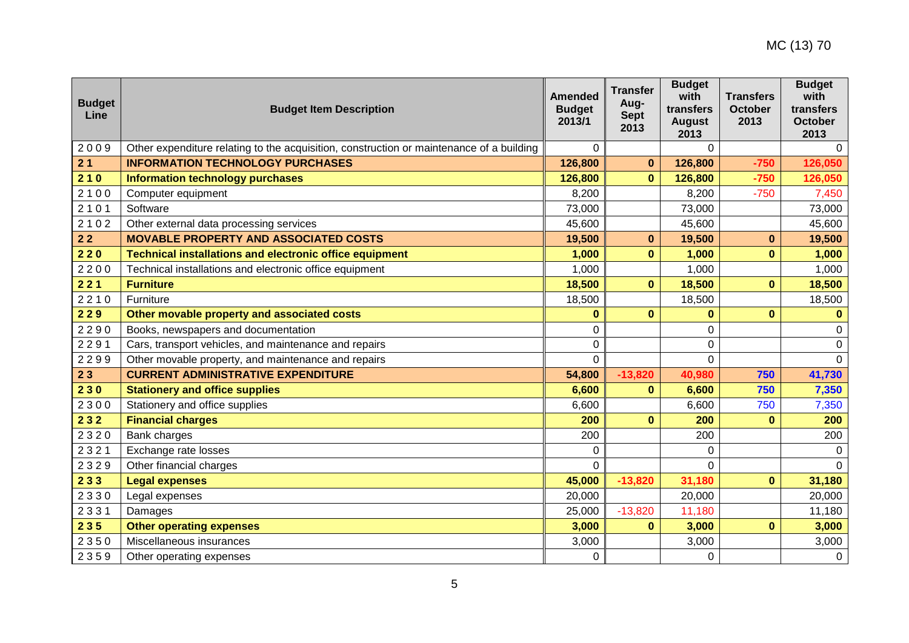MC (13) 70

| Budget Line | Budget Item Description | Amended Budget 2013/1 | Transfer Aug-Sept 2013 | Budget with transfers August 2013 | Transfers October 2013 | Budget with transfers October 2013 |
|---|---|---|---|---|---|---|
| 2 0 0 9 | Other expenditure relating to the acquisition, construction or maintenance of a building | 0 | | 0 | | 0 |
| **2 1** | **INFORMATION TECHNOLOGY PURCHASES** | **126,800** | **0** | **126,800** | **-750** | **126,050** |
| **2 1 0** | **Information technology purchases** | **126,800** | **0** | **126,800** | **-750** | **126,050** |
| 2 1 0 0 | Computer equipment | 8,200 | | 8,200 | -750 | 7,450 |
| 2 1 0 1 | Software | 73,000 | | 73,000 | | 73,000 |
| 2 1 0 2 | Other external data processing services | 45,600 | | 45,600 | | 45,600 |
| **2 2** | **MOVABLE PROPERTY AND ASSOCIATED COSTS** | **19,500** | **0** | **19,500** | **0** | **19,500** |
| **2 2 0** | **Technical installations and electronic office equipment** | **1,000** | **0** | **1,000** | **0** | **1,000** |
| 2 2 0 0 | Technical installations and electronic office equipment | 1,000 | | 1,000 | | 1,000 |
| **2 2 1** | **Furniture** | **18,500** | **0** | **18,500** | **0** | **18,500** |
| 2 2 1 0 | Furniture | 18,500 | | 18,500 | | 18,500 |
| **2 2 9** | **Other movable property and associated costs** | **0** | **0** | **0** | **0** | **0** |
| 2 2 9 0 | Books, newspapers and documentation | 0 | | 0 | | 0 |
| 2 2 9 1 | Cars, transport vehicles, and maintenance and repairs | 0 | | 0 | | 0 |
| 2 2 9 9 | Other movable property, and maintenance and repairs | 0 | | 0 | | 0 |
| **2 3** | **CURRENT ADMINISTRATIVE EXPENDITURE** | **54,800** | **-13,820** | **40,980** | **750** | **41,730** |
| **2 3 0** | **Stationery and office supplies** | **6,600** | **0** | **6,600** | **750** | **7,350** |
| 2 3 0 0 | Stationery and office supplies | 6,600 | | 6,600 | 750 | 7,350 |
| **2 3 2** | **Financial charges** | **200** | **0** | **200** | **0** | **200** |
| 2 3 2 0 | Bank charges | 200 | | 200 | | 200 |
| 2 3 2 1 | Exchange rate losses | 0 | | 0 | | 0 |
| 2 3 2 9 | Other financial charges | 0 | | 0 | | 0 |
| **2 3 3** | **Legal expenses** | **45,000** | **-13,820** | **31,180** | **0** | **31,180** |
| 2 3 3 0 | Legal expenses | 20,000 | | 20,000 | | 20,000 |
| 2 3 3 1 | Damages | 25,000 | -13,820 | 11,180 | | 11,180 |
| **2 3 5** | **Other operating expenses** | **3,000** | **0** | **3,000** | **0** | **3,000** |
| 2 3 5 0 | Miscellaneous insurances | 3,000 | | 3,000 | | 3,000 |
| 2 3 5 9 | Other operating expenses | 0 | | 0 | | 0 |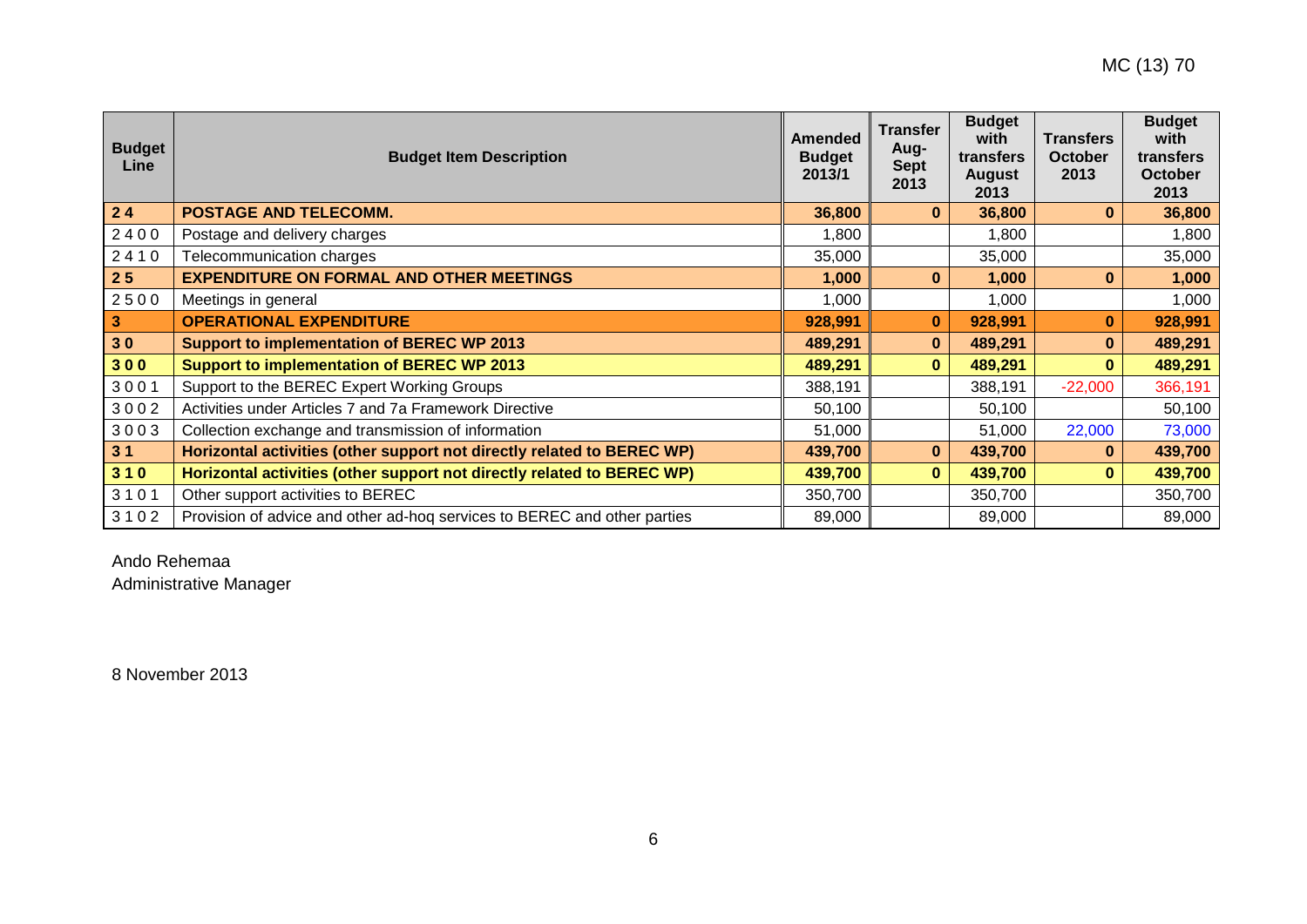| Budget Line | Budget Item Description | Amended Budget 2013/1 | Transfer Aug-Sept 2013 | Budget with transfers August 2013 | Transfers October 2013 | Budget with transfers October 2013 |
|---|---|---|---|---|---|---|
| **2 4** | **POSTAGE AND TELECOMM.** | **36,800** | **0** | **36,800** | **0** | **36,800** |
| 2 4 0 0 | Postage and delivery charges | 1,800 | | 1,800 | | 1,800 |
| 2 4 1 0 | Telecommunication charges | 35,000 | | 35,000 | | 35,000 |
| **2 5** | **EXPENDITURE ON FORMAL AND OTHER MEETINGS** | **1,000** | **0** | **1,000** | **0** | **1,000** |
| 2 5 0 0 | Meetings in general | 1,000 | | 1,000 | | 1,000 |
| **3** | **OPERATIONAL EXPENDITURE** | **928,991** | **0** | **928,991** | **0** | **928,991** |
| **3 0** | **Support to implementation of BEREC WP 2013** | **489,291** | **0** | **489,291** | **0** | **489,291** |
| **3 0 0** | **Support to implementation of BEREC WP 2013** | **489,291** | **0** | **489,291** | **0** | **489,291** |
| 3 0 0 1 | Support to the BEREC Expert Working Groups | 388,191 | | 388,191 | -22,000 | 366,191 |
| 3 0 0 2 | Activities under Articles 7 and 7a Framework Directive | 50,100 | | 50,100 | | 50,100 |
| 3 0 0 3 | Collection exchange and transmission of information | 51,000 | | 51,000 | 22,000 | 73,000 |
| **3 1** | **Horizontal activities (other support not directly related to BEREC WP)** | **439,700** | **0** | **439,700** | **0** | **439,700** |
| **3 1 0** | **Horizontal activities (other support not directly related to BEREC WP)** | **439,700** | **0** | **439,700** | **0** | **439,700** |
| 3 1 0 1 | Other support activities to BEREC | 350,700 | | 350,700 | | 350,700 |
| 3 1 0 2 | Provision of advice and other ad-hoq services to BEREC and other parties | 89,000 | | 89,000 | | 89,000 |

Ando Rehemaa
Administrative Manager

8 November 2013